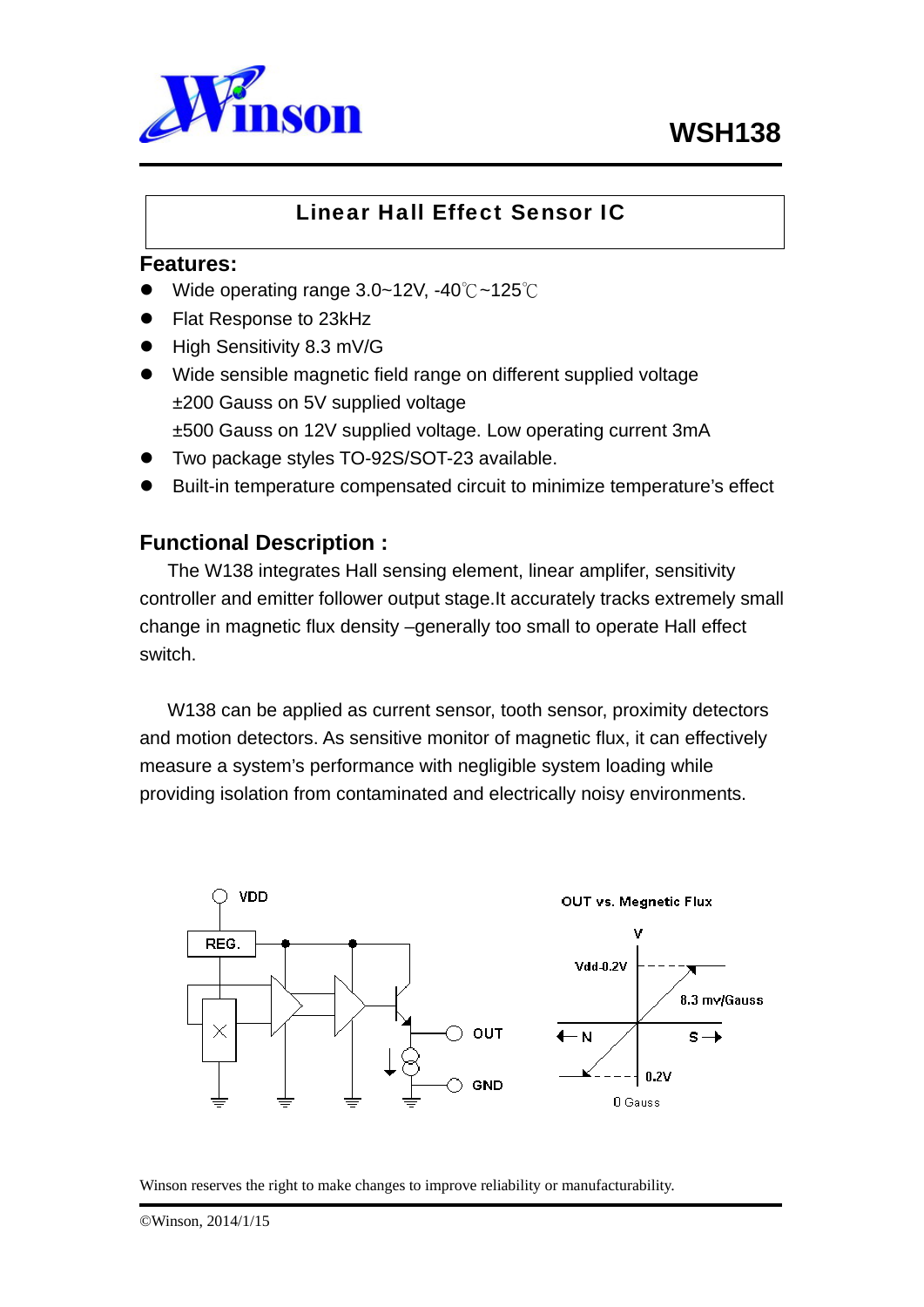# WSH138

## Linear Hall Effect Sensor IC

### Features:

- Wide operating range 3.0~12V, -40℃~125℃
- Flat Response to 23kHz
- High Sensitivity 8.3 mV/G
- Wide sensible magnetic field range on different supplied voltage
  ±200 Gauss on 5V supplied voltage
  ±500 Gauss on 12V supplied voltage. Low operating current 3mA
- Two package styles TO-92S/SOT-23 available.
- Built-in temperature compensated circuit to minimize temperature's effect

### Functional Description :

The W138 integrates Hall sensing element, linear amplifer, sensitivity controller and emitter follower output stage.It accurately tracks extremely small change in magnetic flux density –generally too small to operate Hall effect switch.

W138 can be applied as current sensor, tooth sensor, proximity detectors and motion detectors. As sensitive monitor of magnetic flux, it can effectively measure a system's performance with negligible system loading while providing isolation from contaminated and electrically noisy environments.

VDD REG. OUT GND

OUT vs. Megnetic Flux

V, Vdd-0.2V, 8.3 mv/Gauss, N, S, 0.2V, 0 Gauss

Winson reserves the right to make changes to improve reliability or manufacturability.

©Winson, 2014/1/15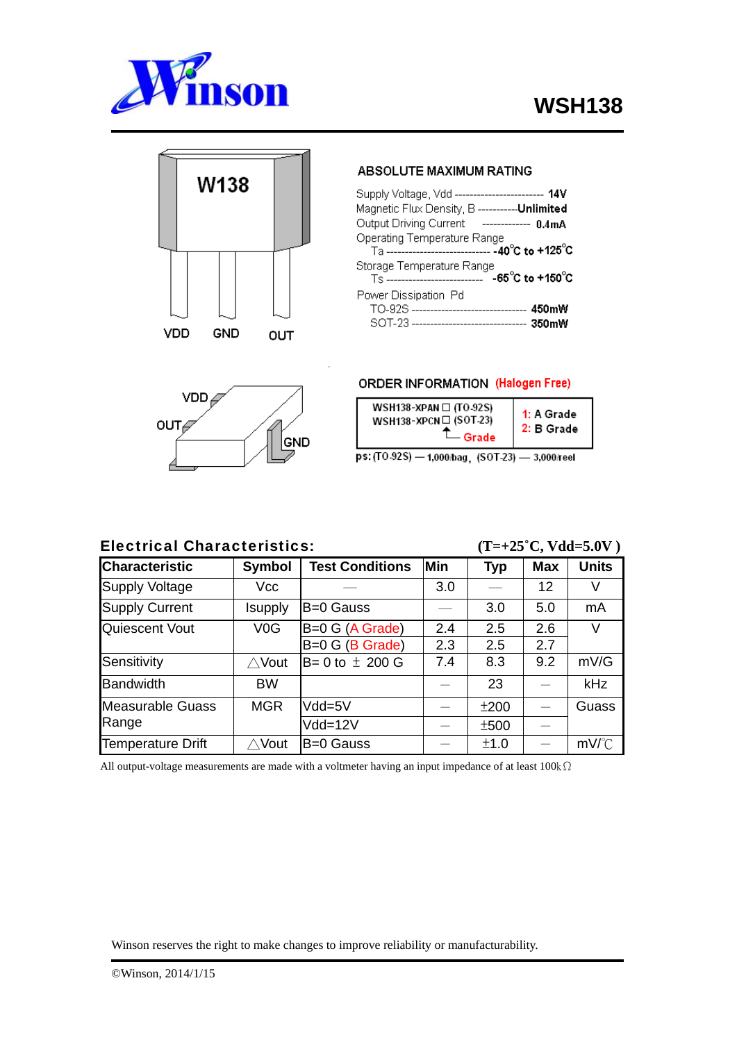# WSH138

W138

VDD GND OUT

VDD
OUT
GND

## ABSOLUTE MAXIMUM RATING

Supply Voltage, Vdd ------------------------ **14V**
Magnetic Flux Density, B ----------**Unlimited**
Output Driving Current ------------- **0.4mA**
Operating Temperature Range
  Ta ---------------------------- **-40℃ to +125℃**
Storage Temperature Range
  Ts -------------------------- **-65℃ to +150℃**
Power Dissipation Pd
  TO-92S -------------------------------- **450mW**
  SOT-23 -------------------------------- **350mW**

## ORDER INFORMATION (Halogen Free)

| | |
|---|---|
| WSH138-XPAN□ (TO-92S)<br>WSH138-XPCN□ (SOT-23)<br>↑ Grade | 1: A Grade<br>2: B Grade |

ps: (TO-92S) — 1,000/bag, (SOT-23) — 3,000/reel

## Electrical Characteristics: (T=+25˚C, Vdd=5.0V )

| Characteristic | Symbol | Test Conditions | Min | Typ | Max | Units |
|---|---|---|---|---|---|---|
| Supply Voltage | Vcc | — | 3.0 | — | 12 | V |
| Supply Current | Isupply | B=0 Gauss | — | 3.0 | 5.0 | mA |
| Quiescent Vout | V0G | B=0 G (A Grade) | 2.4 | 2.5 | 2.6 | V |
| | | B=0 G (B Grade) | 2.3 | 2.5 | 2.7 | |
| Sensitivity | △Vout | B= 0 to ± 200 G | 7.4 | 8.3 | 9.2 | mV/G |
| Bandwidth | BW | | — | 23 | — | kHz |
| Measurable Guass Range | MGR | Vdd=5V | — | ±200 | — | Guass |
| | | Vdd=12V | — | ±500 | — | |
| Temperature Drift | △Vout | B=0 Gauss | — | ±1.0 | — | mV/℃ |

All output-voltage measurements are made with a voltmeter having an input impedance of at least 100kΩ

Winson reserves the right to make changes to improve reliability or manufacturability.

©Winson, 2014/1/15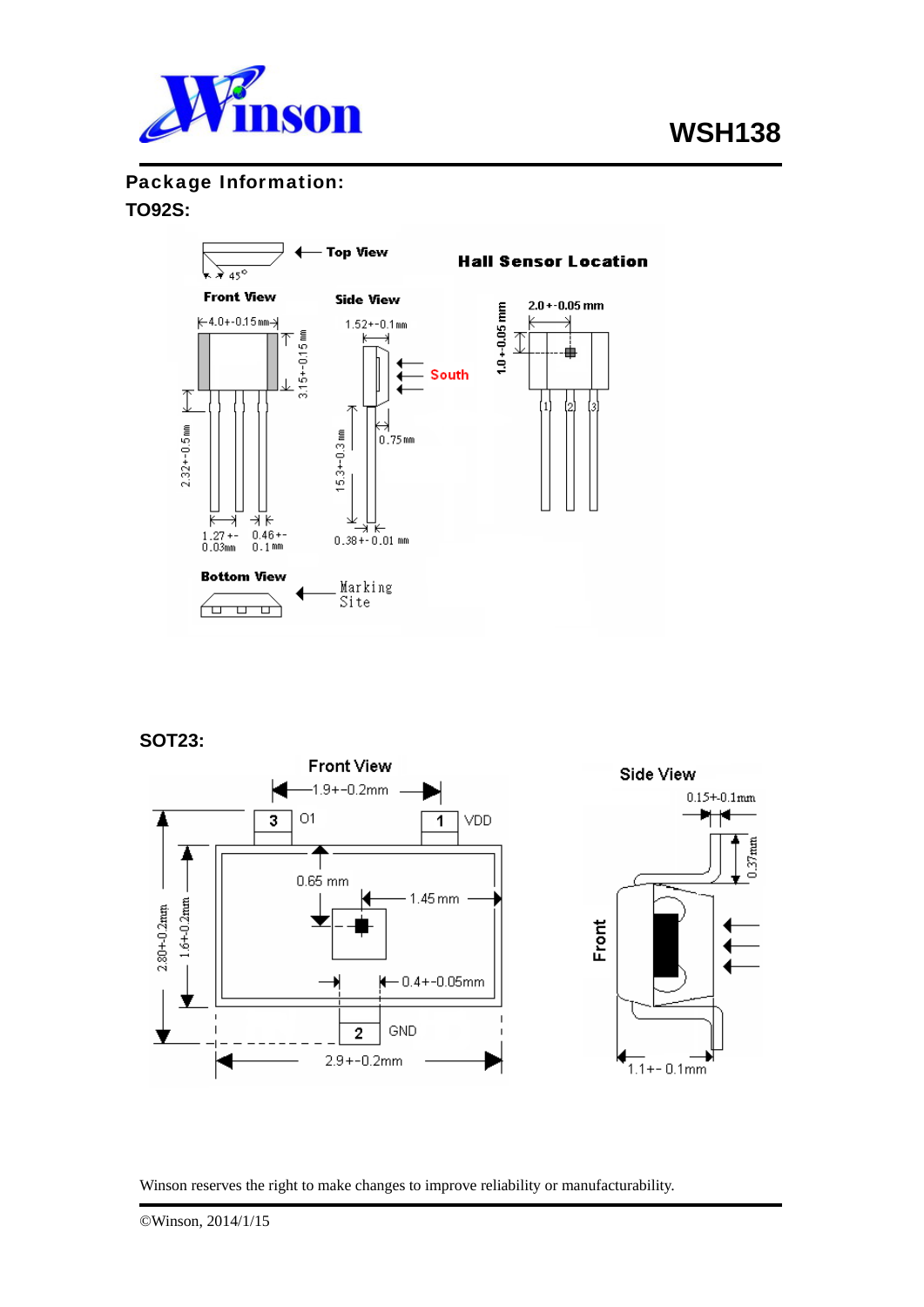# WSH138

## Package Information:

### TO92S:

Top View

Front View

Side View

Hall Sensor Location

4.0+-0.15 mm

3.15+-0.15 mm

1.52+-0.1 mm

South

2.0+-0.05 mm

1.0+-0.05 mm

2.32+-0.5 mm

15.3+-0.3 mm

0.75 mm

1.27+-0.03 mm

0.46+-0.1 mm

0.38+-0.01 mm

45°

Bottom View

Marking Site

### SOT23:

Front View

1.9+-0.2mm

3 O1

1 VDD

0.65 mm

1.45 mm

2.80+-0.2mm

1.6+-0.2mm

0.4+-0.05mm

2 GND

2.9+-0.2mm

Side View

0.15+-0.1mm

0.37mm

Front

1.1+-0.1mm

Winson reserves the right to make changes to improve reliability or manufacturability.

©Winson, 2014/1/15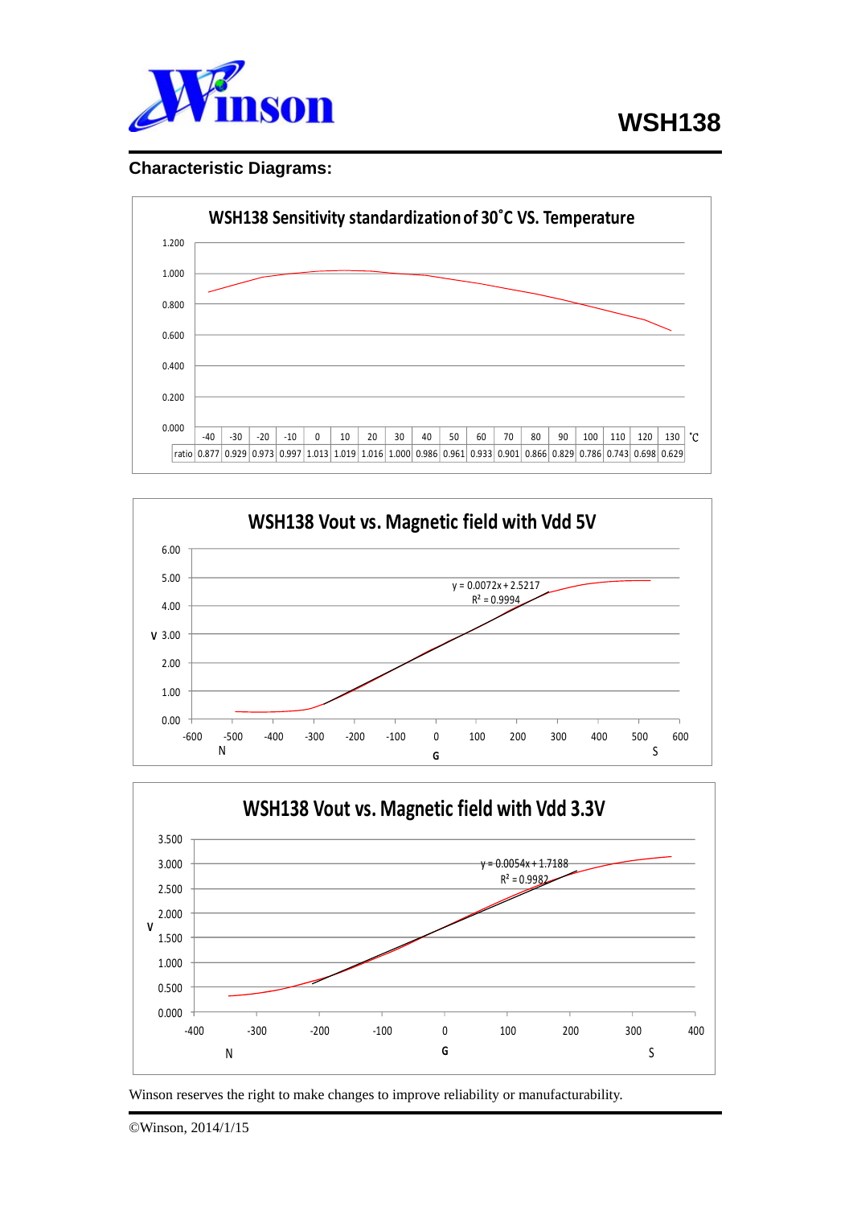## Characteristic Diagrams:

**WSH138 Sensitivity standardization of 30˚C VS. Temperature**

| ˚C | -40 | -30 | -20 | -10 | 0 | 10 | 20 | 30 | 40 | 50 | 60 | 70 | 80 | 90 | 100 | 110 | 120 | 130 |
|---|---|---|---|---|---|---|---|---|---|---|---|---|---|---|---|---|---|---|
| ratio | 0.877 | 0.929 | 0.973 | 0.997 | 1.013 | 1.019 | 1.016 | 1.000 | 0.986 | 0.961 | 0.933 | 0.901 | 0.866 | 0.829 | 0.786 | 0.743 | 0.698 | 0.629 |

**WSH138 Vout vs. Magnetic field with Vdd 5V**

$y = 0.0072x + 2.5217$

$R^2 = 0.9994$

**WSH138 Vout vs. Magnetic field with Vdd 3.3V**

$y = 0.0054x + 1.7188$

$R^2 = 0.9982$

Winson reserves the right to make changes to improve reliability or manufacturability.

©Winson, 2014/1/15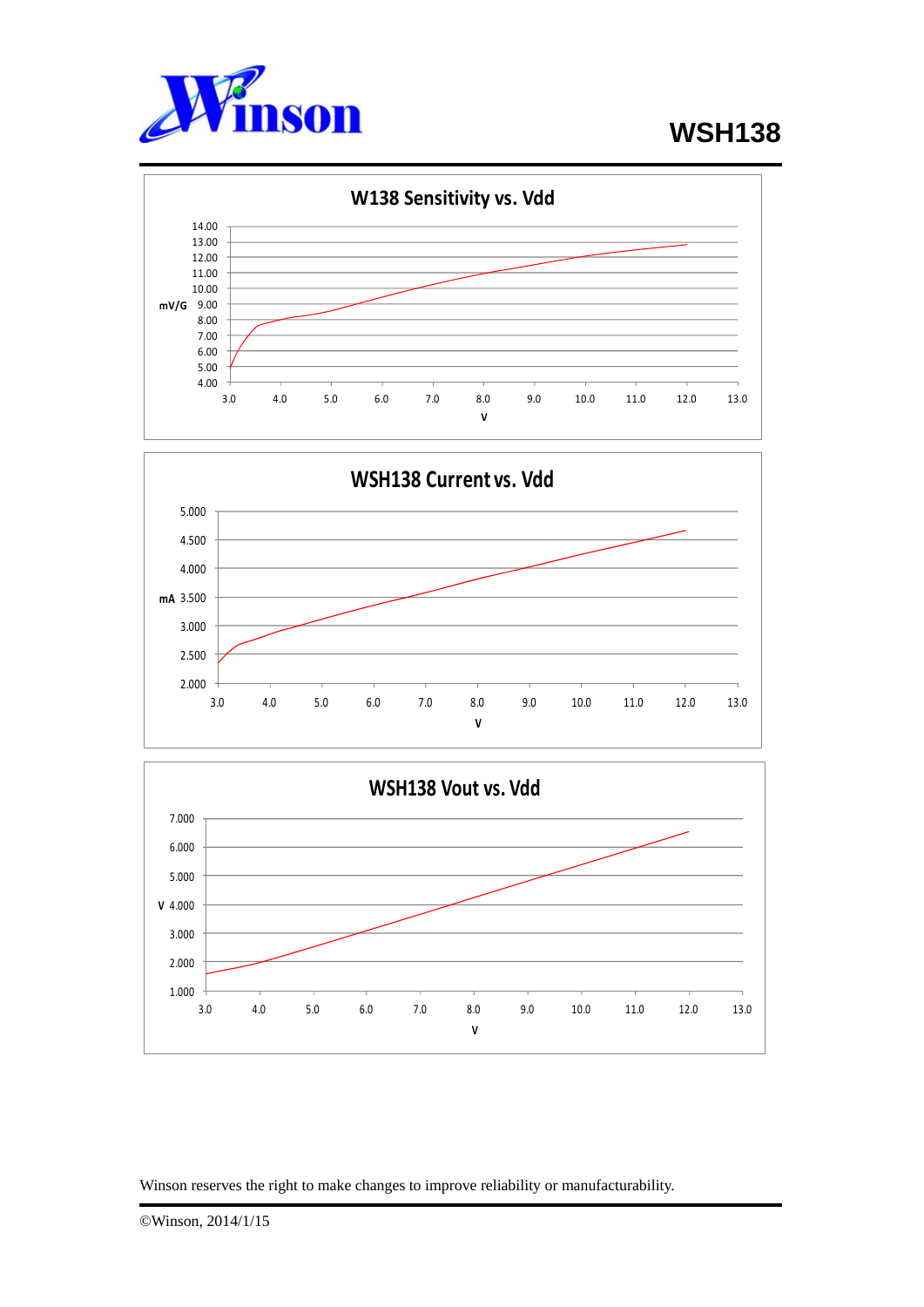W138 Sensitivity vs. Vdd

mV/G

14.00
13.00
12.00
11.00
10.00
9.00
8.00
7.00
6.00
5.00
4.00

3.0 4.0 5.0 6.0 7.0 8.0 9.0 10.0 11.0 12.0 13.0

V

WSH138 Current vs. Vdd

mA

5.000
4.500
4.000
3.500
3.000
2.500
2.000

3.0 4.0 5.0 6.0 7.0 8.0 9.0 10.0 11.0 12.0 13.0

V

WSH138 Vout vs. Vdd

V

7.000
6.000
5.000
4.000
3.000
2.000
1.000

3.0 4.0 5.0 6.0 7.0 8.0 9.0 10.0 11.0 12.0 13.0

V

Winson reserves the right to make changes to improve reliability or manufacturability.

©Winson, 2014/1/15